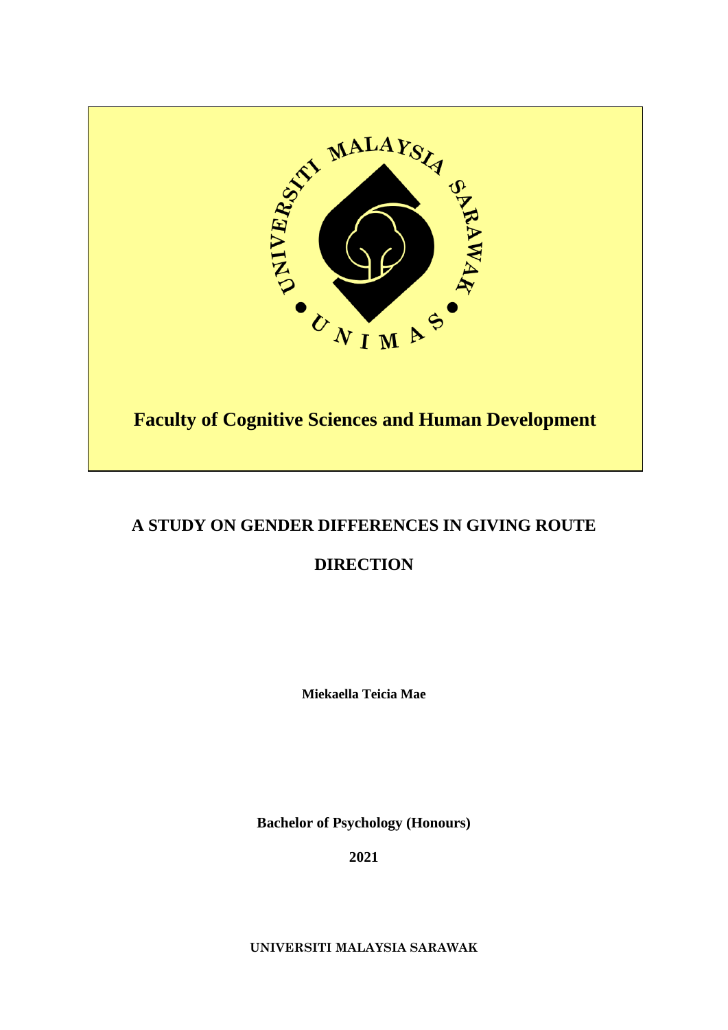UNIVERSITI MALAYSIA SARAWAK

UNIMAS

**Faculty of Cognitive Sciences and Human Development**

# A STUDY ON GENDER DIFFERENCES IN GIVING ROUTE DIRECTION

**Miekaella Teicia Mae**

**Bachelor of Psychology (Honours)**

**2021**

**UNIVERSITI MALAYSIA SARAWAK**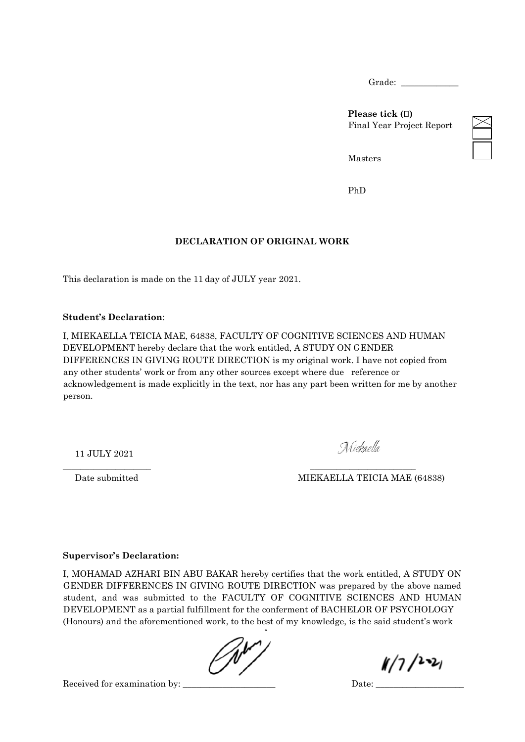Grade: _____________

**Please tick (☐)**
Final Year Project Report ☒

Masters ☐

PhD ☐

**DECLARATION OF ORIGINAL WORK**

This declaration is made on the 11 day of JULY year 2021.

**Student's Declaration**:

I, MIEKAELLA TEICIA MAE, 64838, FACULTY OF COGNITIVE SCIENCES AND HUMAN DEVELOPMENT hereby declare that the work entitled, A STUDY ON GENDER DIFFERENCES IN GIVING ROUTE DIRECTION is my original work. I have not copied from any other students' work or from any other sources except where due reference or acknowledgement is made explicitly in the text, nor has any part been written for me by another person.

11 JULY 2021 | Miekaella
____________________ | ________________________
Date submitted | MIEKAELLA TEICIA MAE (64838)

**Supervisor's Declaration:**

I, MOHAMAD AZHARI BIN ABU BAKAR hereby certifies that the work entitled, A STUDY ON GENDER DIFFERENCES IN GIVING ROUTE DIRECTION was prepared by the above named student, and was submitted to the FACULTY OF COGNITIVE SCIENCES AND HUMAN DEVELOPMENT as a partial fulfillment for the conferment of BACHELOR OF PSYCHOLOGY (Honours) and the aforementioned work, to the best of my knowledge, is the said student's work

Received for examination by: ______________________ Date: 11/7/2021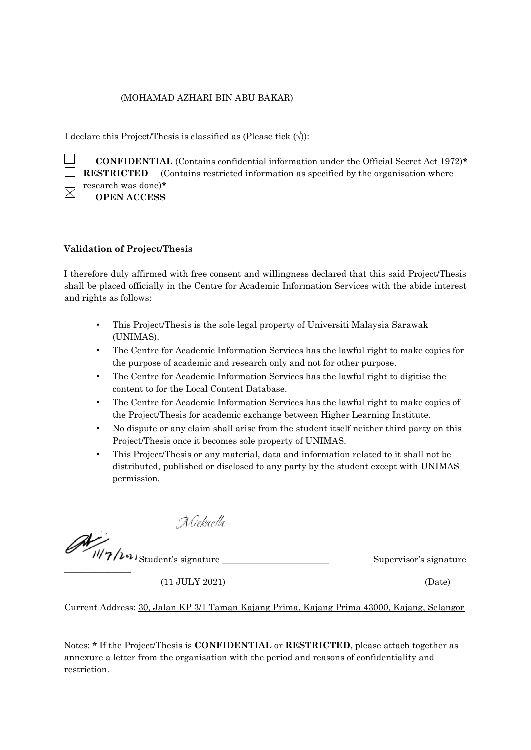(MOHAMAD AZHARI BIN ABU BAKAR)

I declare this Project/Thesis is classified as (Please tick (√)):

☐ **CONFIDENTIAL** (Contains confidential information under the Official Secret Act 1972)*
☐ **RESTRICTED** (Contains restricted information as specified by the organisation where research was done)*
☒ **OPEN ACCESS**

**Validation of Project/Thesis**

I therefore duly affirmed with free consent and willingness declared that this said Project/Thesis shall be placed officially in the Centre for Academic Information Services with the abide interest and rights as follows:

- This Project/Thesis is the sole legal property of Universiti Malaysia Sarawak (UNIMAS).
- The Centre for Academic Information Services has the lawful right to make copies for the purpose of academic and research only and not for other purpose.
- The Centre for Academic Information Services has the lawful right to digitise the content to for the Local Content Database.
- The Centre for Academic Information Services has the lawful right to make copies of the Project/Thesis for academic exchange between Higher Learning Institute.
- No dispute or any claim shall arise from the student itself neither third party on this Project/Thesis once it becomes sole property of UNIMAS.
- This Project/Thesis or any material, data and information related to it shall not be distributed, published or disclosed to any party by the student except with UNIMAS permission.

Mickaella

11/7/2021 Student's signature ________________________ Supervisor's signature ______________

(11 JULY 2021) (Date)

Current Address: 30, Jalan KP 3/1 Taman Kajang Prima, Kajang Prima 43000, Kajang, Selangor

Notes: * If the Project/Thesis is **CONFIDENTIAL** or **RESTRICTED**, please attach together as annexure a letter from the organisation with the period and reasons of confidentiality and restriction.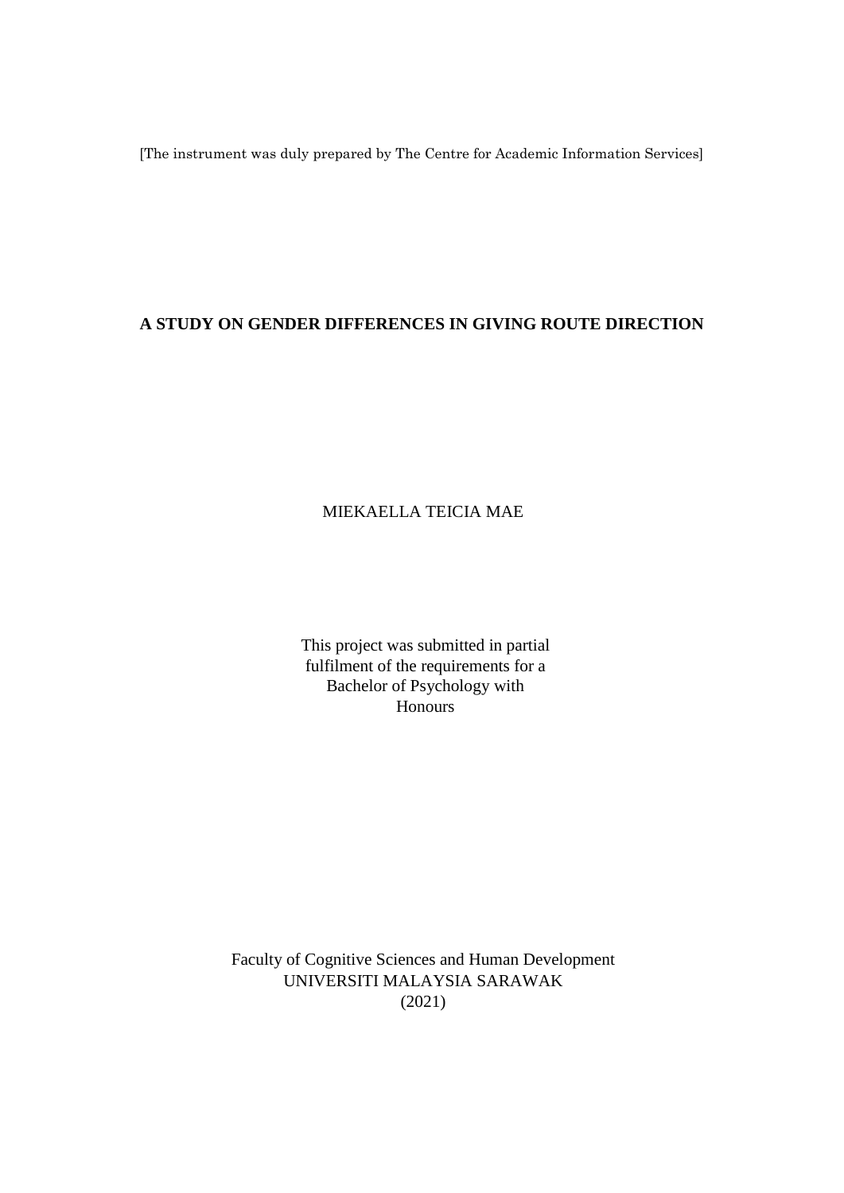[The instrument was duly prepared by The Centre for Academic Information Services]

**A STUDY ON GENDER DIFFERENCES IN GIVING ROUTE DIRECTION**

MIEKAELLA TEICIA MAE

This project was submitted in partial
fulfilment of the requirements for a
Bachelor of Psychology with
Honours

Faculty of Cognitive Sciences and Human Development
UNIVERSITI MALAYSIA SARAWAK
(2021)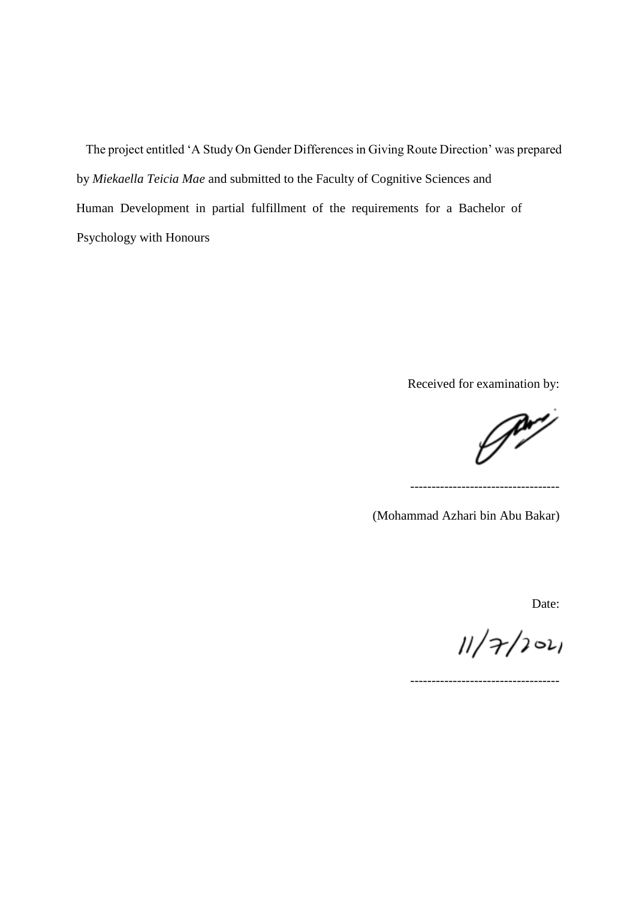The project entitled 'A Study On Gender Differences in Giving Route Direction' was prepared by *Miekaella Teicia Mae* and submitted to the Faculty of Cognitive Sciences and Human Development in partial fulfillment of the requirements for a Bachelor of Psychology with Honours

Received for examination by:

----------------------------------

(Mohammad Azhari bin Abu Bakar)

Date:

11/7/2021

----------------------------------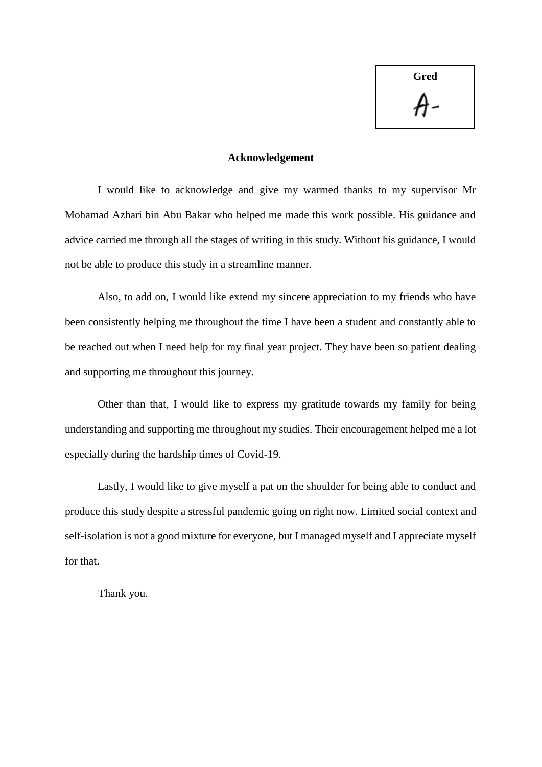| Gred |
| --- |
| A- |

## Acknowledgement

I would like to acknowledge and give my warmed thanks to my supervisor Mr Mohamad Azhari bin Abu Bakar who helped me made this work possible. His guidance and advice carried me through all the stages of writing in this study. Without his guidance, I would not be able to produce this study in a streamline manner.

Also, to add on, I would like extend my sincere appreciation to my friends who have been consistently helping me throughout the time I have been a student and constantly able to be reached out when I need help for my final year project. They have been so patient dealing and supporting me throughout this journey.

Other than that, I would like to express my gratitude towards my family for being understanding and supporting me throughout my studies. Their encouragement helped me a lot especially during the hardship times of Covid-19.

Lastly, I would like to give myself a pat on the shoulder for being able to conduct and produce this study despite a stressful pandemic going on right now. Limited social context and self-isolation is not a good mixture for everyone, but I managed myself and I appreciate myself for that.

Thank you.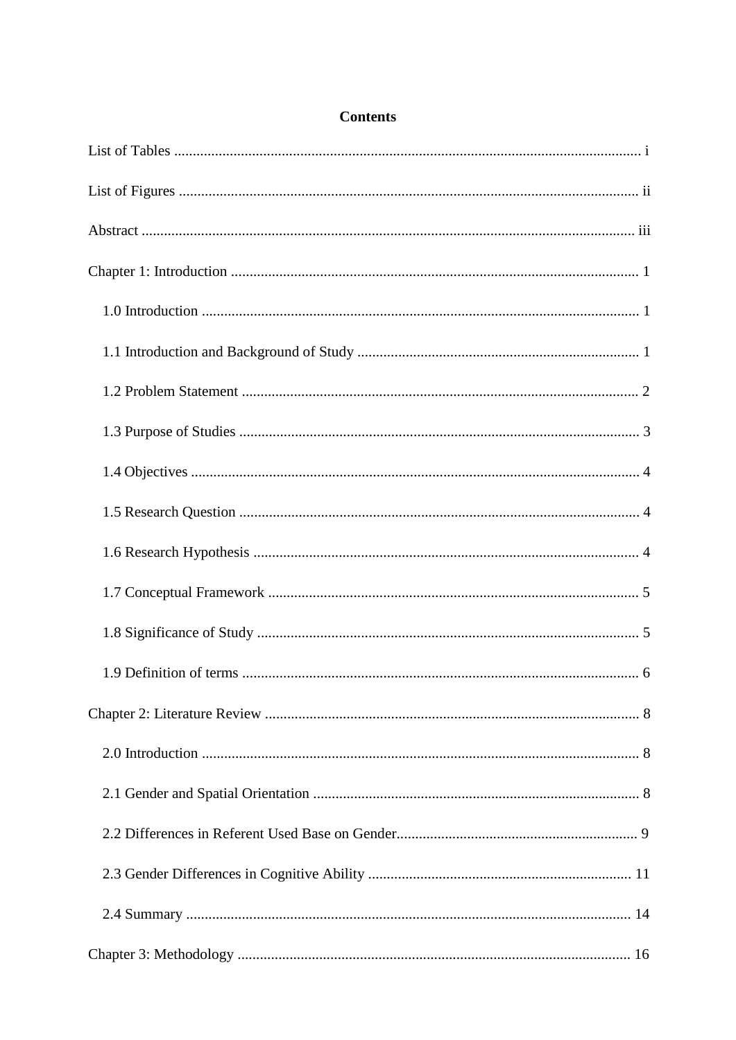**Contents**

List of Tables ............................................................................................................................ i

List of Figures .......................................................................................................................... ii

Abstract ................................................................................................................................... iii

Chapter 1: Introduction ............................................................................................................ 1

- 1.0 Introduction ..................................................................................................................... 1
- 1.1 Introduction and Background of Study ........................................................................... 1
- 1.2 Problem Statement .......................................................................................................... 2
- 1.3 Purpose of Studies ........................................................................................................... 3
- 1.4 Objectives ........................................................................................................................ 4
- 1.5 Research Question ........................................................................................................... 4
- 1.6 Research Hypothesis ....................................................................................................... 4
- 1.7 Conceptual Framework ................................................................................................... 5
- 1.8 Significance of Study ...................................................................................................... 5
- 1.9 Definition of terms .......................................................................................................... 6

Chapter 2: Literature Review .................................................................................................... 8

- 2.0 Introduction ..................................................................................................................... 8
- 2.1 Gender and Spatial Orientation ....................................................................................... 8
- 2.2 Differences in Referent Used Base on Gender................................................................ 9
- 2.3 Gender Differences in Cognitive Ability ...................................................................... 11
- 2.4 Summary ....................................................................................................................... 14

Chapter 3: Methodology ......................................................................................................... 16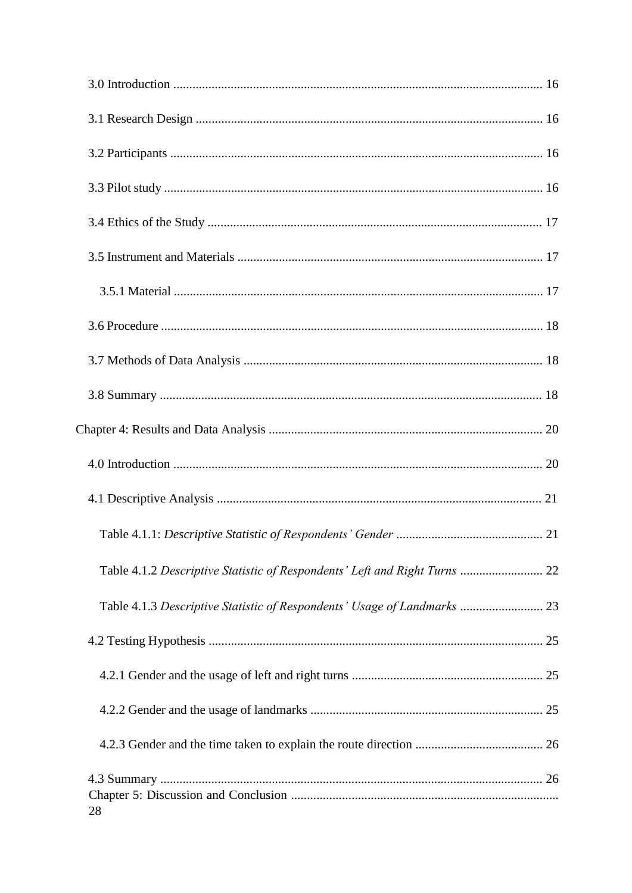3.0 Introduction ..................................................................................................................... 16

3.1 Research Design ............................................................................................................. 16

3.2 Participants ..................................................................................................................... 16

3.3 Pilot study ....................................................................................................................... 16

3.4 Ethics of the Study ......................................................................................................... 17

3.5 Instrument and Materials ............................................................................................... 17

3.5.1 Material .................................................................................................................... 17

3.6 Procedure ....................................................................................................................... 18

3.7 Methods of Data Analysis .............................................................................................. 18

3.8 Summary ........................................................................................................................ 18

Chapter 4: Results and Data Analysis ...................................................................................... 20

4.0 Introduction ..................................................................................................................... 20

4.1 Descriptive Analysis ....................................................................................................... 21

Table 4.1.1: *Descriptive Statistic of Respondents' Gender* ............................................ 21

Table 4.1.2 *Descriptive Statistic of Respondents' Left and Right Turns* ......................... 22

Table 4.1.3 *Descriptive Statistic of Respondents' Usage of Landmarks* ......................... 23

4.2 Testing Hypothesis ......................................................................................................... 25

4.2.1 Gender and the usage of left and right turns ............................................................ 25

4.2.2 Gender and the usage of landmarks ......................................................................... 25

4.2.3 Gender and the time taken to explain the route direction ........................................ 26

4.3 Summary ........................................................................................................................ 26

Chapter 5: Discussion and Conclusion ................................................................................... 28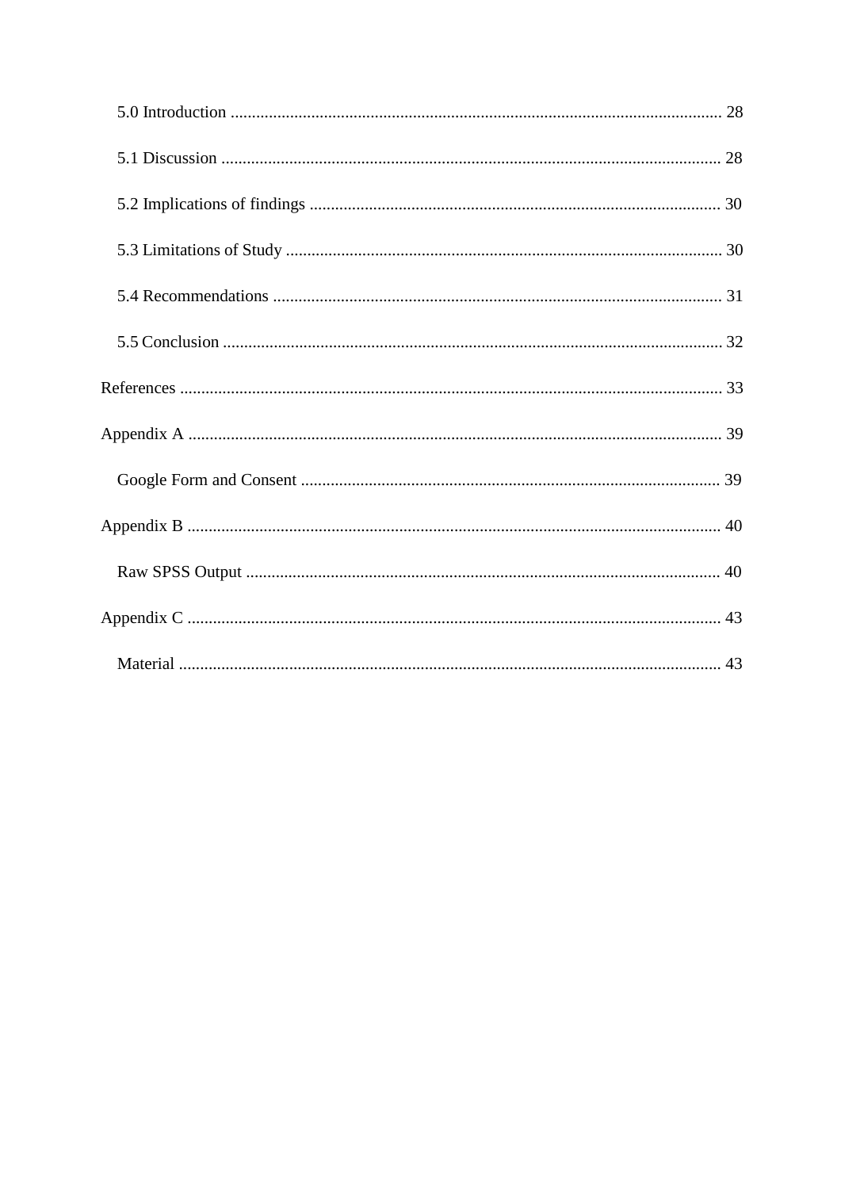5.0 Introduction ........................................................................................................ 28

5.1 Discussion ........................................................................................................... 28

5.2 Implications of findings ..................................................................................... 30

5.3 Limitations of Study ........................................................................................... 30

5.4 Recommendations .............................................................................................. 31

5.5 Conclusion .......................................................................................................... 32

References .................................................................................................................. 33

Appendix A ................................................................................................................ 39

Google Form and Consent ...................................................................................... 39

Appendix B ................................................................................................................ 40

Raw SPSS Output .................................................................................................... 40

Appendix C ................................................................................................................ 43

Material ................................................................................................................... 43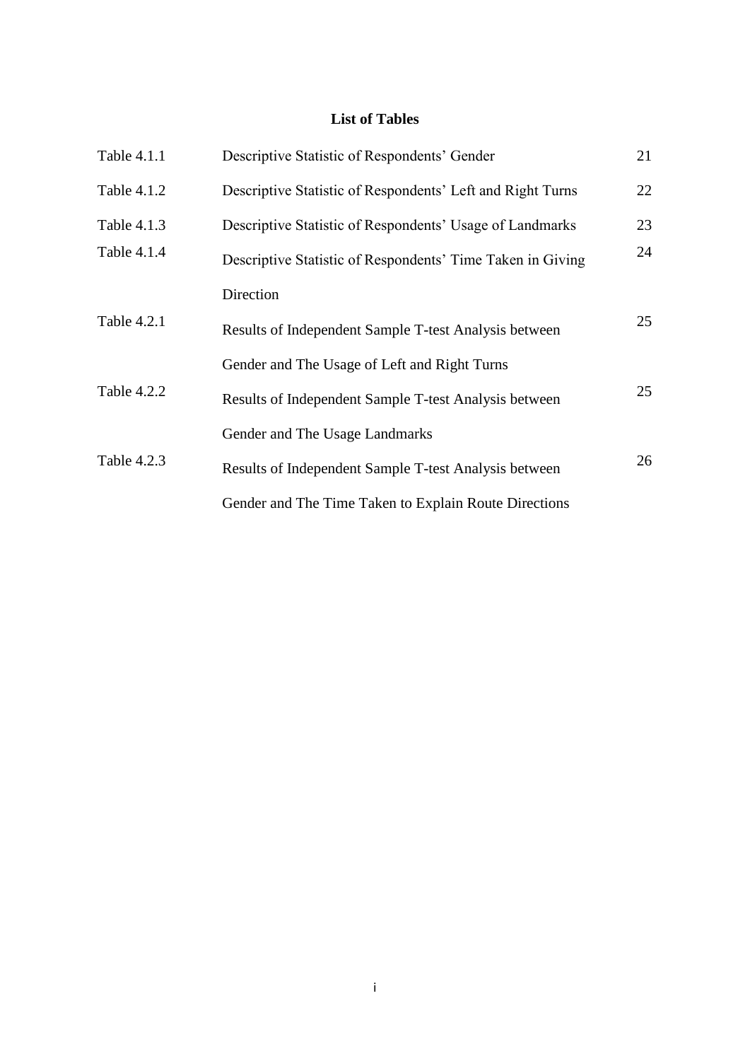# List of Tables

| Table | Title | Page |
|---|---|---|
| Table 4.1.1 | Descriptive Statistic of Respondents' Gender | 21 |
| Table 4.1.2 | Descriptive Statistic of Respondents' Left and Right Turns | 22 |
| Table 4.1.3 | Descriptive Statistic of Respondents' Usage of Landmarks | 23 |
| Table 4.1.4 | Descriptive Statistic of Respondents' Time Taken in Giving Direction | 24 |
| Table 4.2.1 | Results of Independent Sample T-test Analysis between Gender and The Usage of Left and Right Turns | 25 |
| Table 4.2.2 | Results of Independent Sample T-test Analysis between Gender and The Usage Landmarks | 25 |
| Table 4.2.3 | Results of Independent Sample T-test Analysis between Gender and The Time Taken to Explain Route Directions | 26 |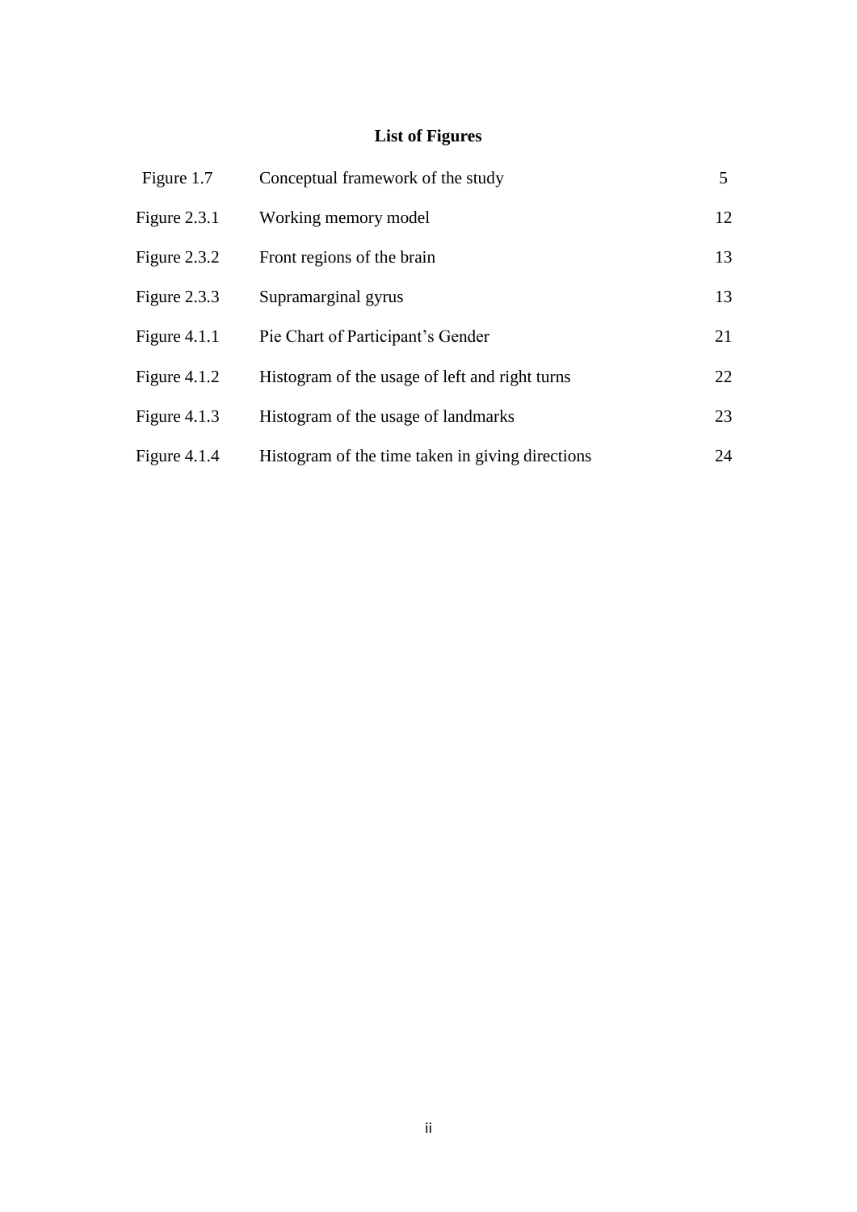# List of Figures

| | | |
|---|---|---|
| Figure 1.7 | Conceptual framework of the study | 5 |
| Figure 2.3.1 | Working memory model | 12 |
| Figure 2.3.2 | Front regions of the brain | 13 |
| Figure 2.3.3 | Supramarginal gyrus | 13 |
| Figure 4.1.1 | Pie Chart of Participant's Gender | 21 |
| Figure 4.1.2 | Histogram of the usage of left and right turns | 22 |
| Figure 4.1.3 | Histogram of the usage of landmarks | 23 |
| Figure 4.1.4 | Histogram of the time taken in giving directions | 24 |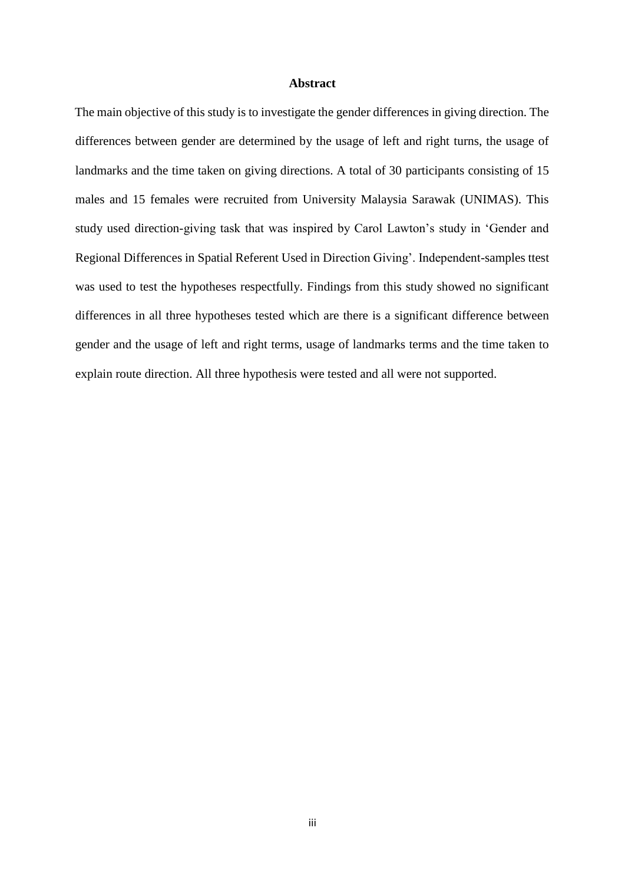**Abstract**

The main objective of this study is to investigate the gender differences in giving direction. The differences between gender are determined by the usage of left and right turns, the usage of landmarks and the time taken on giving directions. A total of 30 participants consisting of 15 males and 15 females were recruited from University Malaysia Sarawak (UNIMAS). This study used direction-giving task that was inspired by Carol Lawton's study in 'Gender and Regional Differences in Spatial Referent Used in Direction Giving'. Independent-samples ttest was used to test the hypotheses respectfully. Findings from this study showed no significant differences in all three hypotheses tested which are there is a significant difference between gender and the usage of left and right terms, usage of landmarks terms and the time taken to explain route direction. All three hypothesis were tested and all were not supported.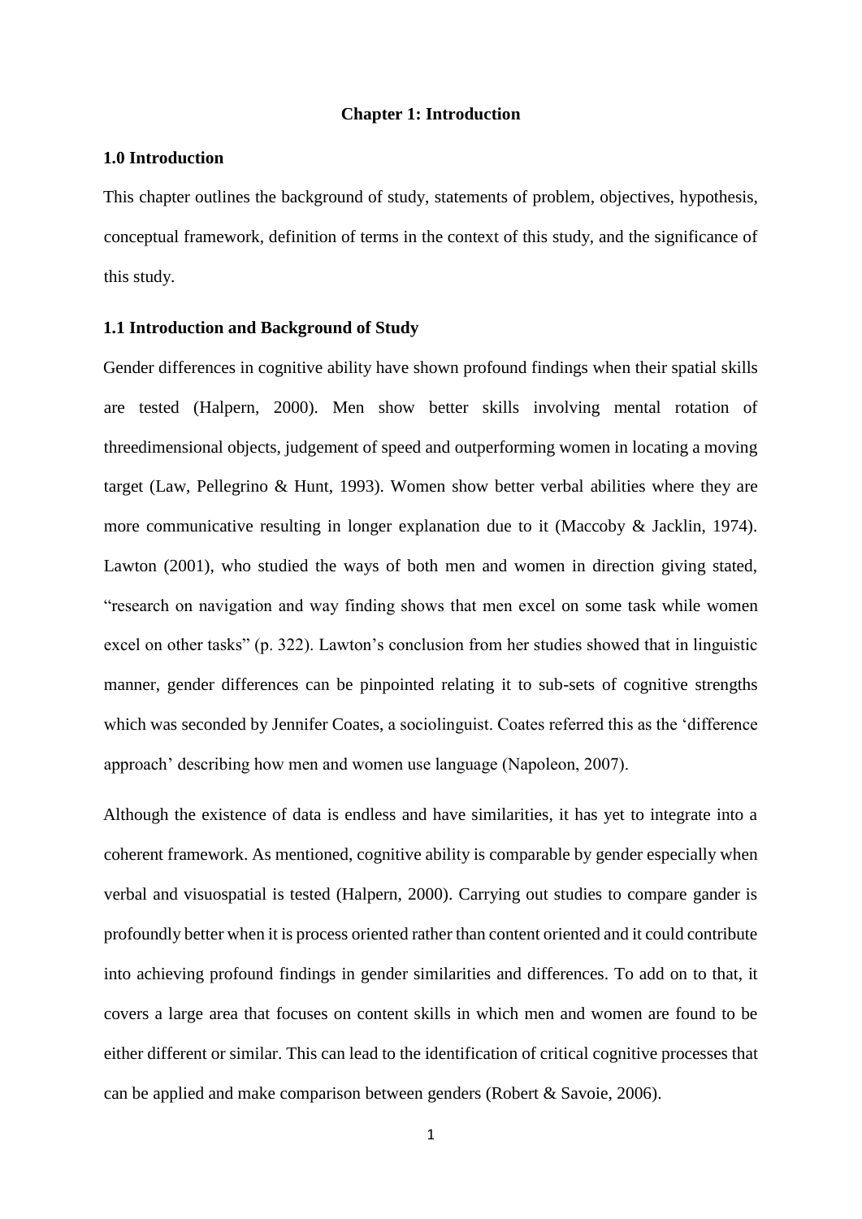## Chapter 1: Introduction

### 1.0 Introduction

This chapter outlines the background of study, statements of problem, objectives, hypothesis, conceptual framework, definition of terms in the context of this study, and the significance of this study.

### 1.1 Introduction and Background of Study

Gender differences in cognitive ability have shown profound findings when their spatial skills are tested (Halpern, 2000). Men show better skills involving mental rotation of threedimensional objects, judgement of speed and outperforming women in locating a moving target (Law, Pellegrino & Hunt, 1993). Women show better verbal abilities where they are more communicative resulting in longer explanation due to it (Maccoby & Jacklin, 1974). Lawton (2001), who studied the ways of both men and women in direction giving stated, "research on navigation and way finding shows that men excel on some task while women excel on other tasks" (p. 322). Lawton's conclusion from her studies showed that in linguistic manner, gender differences can be pinpointed relating it to sub-sets of cognitive strengths which was seconded by Jennifer Coates, a sociolinguist. Coates referred this as the 'difference approach' describing how men and women use language (Napoleon, 2007).

Although the existence of data is endless and have similarities, it has yet to integrate into a coherent framework. As mentioned, cognitive ability is comparable by gender especially when verbal and visuospatial is tested (Halpern, 2000). Carrying out studies to compare gander is profoundly better when it is process oriented rather than content oriented and it could contribute into achieving profound findings in gender similarities and differences. To add on to that, it covers a large area that focuses on content skills in which men and women are found to be either different or similar. This can lead to the identification of critical cognitive processes that can be applied and make comparison between genders (Robert & Savoie, 2006).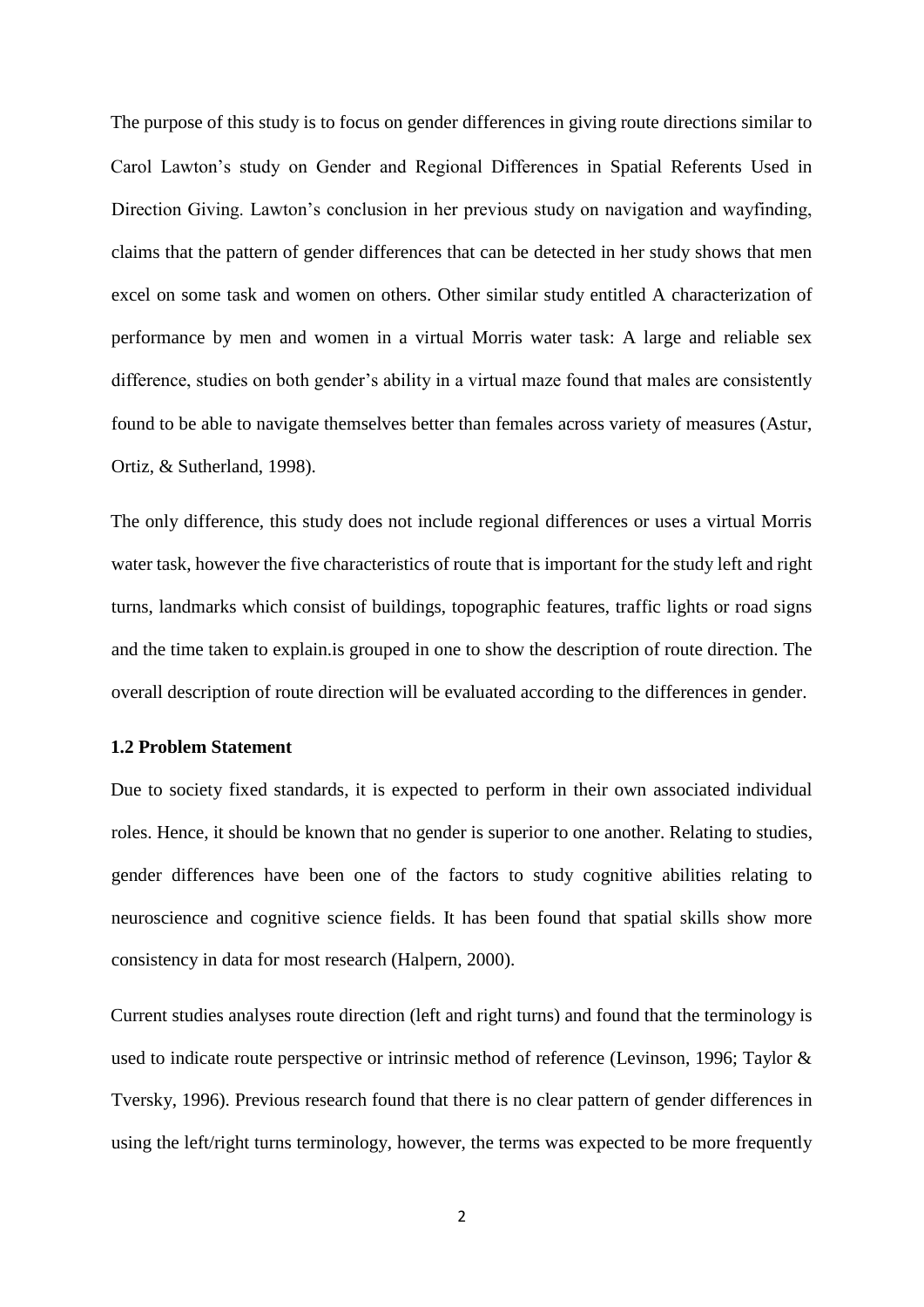The purpose of this study is to focus on gender differences in giving route directions similar to Carol Lawton's study on Gender and Regional Differences in Spatial Referents Used in Direction Giving. Lawton's conclusion in her previous study on navigation and wayfinding, claims that the pattern of gender differences that can be detected in her study shows that men excel on some task and women on others. Other similar study entitled A characterization of performance by men and women in a virtual Morris water task: A large and reliable sex difference, studies on both gender's ability in a virtual maze found that males are consistently found to be able to navigate themselves better than females across variety of measures (Astur, Ortiz, & Sutherland, 1998).

The only difference, this study does not include regional differences or uses a virtual Morris water task, however the five characteristics of route that is important for the study left and right turns, landmarks which consist of buildings, topographic features, traffic lights or road signs and the time taken to explain.is grouped in one to show the description of route direction. The overall description of route direction will be evaluated according to the differences in gender.

### 1.2 Problem Statement

Due to society fixed standards, it is expected to perform in their own associated individual roles. Hence, it should be known that no gender is superior to one another. Relating to studies, gender differences have been one of the factors to study cognitive abilities relating to neuroscience and cognitive science fields. It has been found that spatial skills show more consistency in data for most research (Halpern, 2000).

Current studies analyses route direction (left and right turns) and found that the terminology is used to indicate route perspective or intrinsic method of reference (Levinson, 1996; Taylor & Tversky, 1996). Previous research found that there is no clear pattern of gender differences in using the left/right turns terminology, however, the terms was expected to be more frequently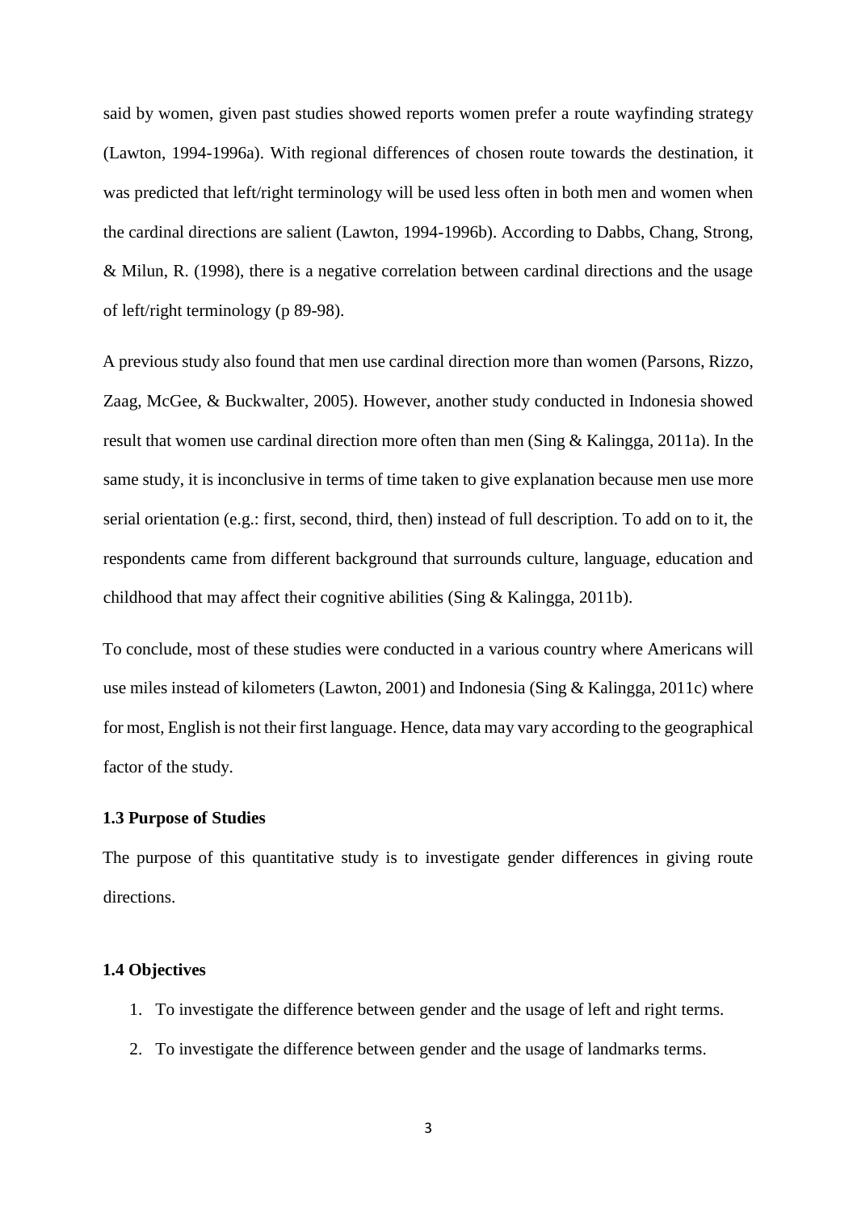said by women, given past studies showed reports women prefer a route wayfinding strategy (Lawton, 1994-1996a). With regional differences of chosen route towards the destination, it was predicted that left/right terminology will be used less often in both men and women when the cardinal directions are salient (Lawton, 1994-1996b). According to Dabbs, Chang, Strong, & Milun, R. (1998), there is a negative correlation between cardinal directions and the usage of left/right terminology (p 89-98).

A previous study also found that men use cardinal direction more than women (Parsons, Rizzo, Zaag, McGee, & Buckwalter, 2005). However, another study conducted in Indonesia showed result that women use cardinal direction more often than men (Sing & Kalingga, 2011a). In the same study, it is inconclusive in terms of time taken to give explanation because men use more serial orientation (e.g.: first, second, third, then) instead of full description. To add on to it, the respondents came from different background that surrounds culture, language, education and childhood that may affect their cognitive abilities (Sing & Kalingga, 2011b).

To conclude, most of these studies were conducted in a various country where Americans will use miles instead of kilometers (Lawton, 2001) and Indonesia (Sing & Kalingga, 2011c) where for most, English is not their first language. Hence, data may vary according to the geographical factor of the study.

### 1.3 Purpose of Studies

The purpose of this quantitative study is to investigate gender differences in giving route directions.

### 1.4 Objectives

1. To investigate the difference between gender and the usage of left and right terms.
2. To investigate the difference between gender and the usage of landmarks terms.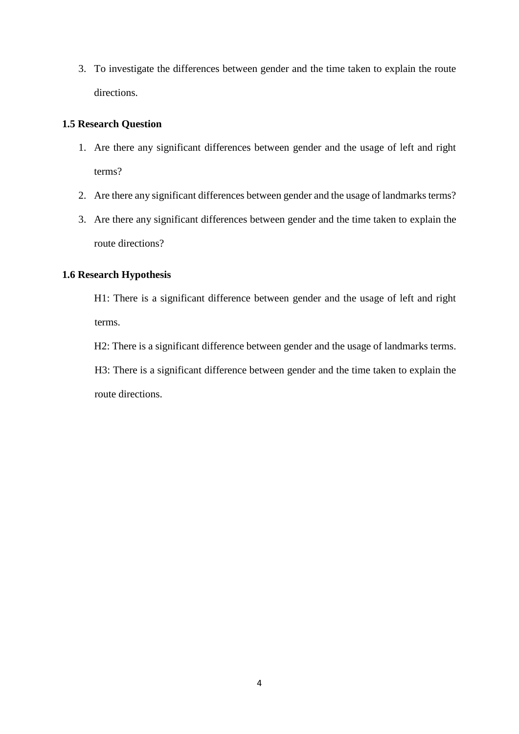3. To investigate the differences between gender and the time taken to explain the route directions.

### 1.5 Research Question

1. Are there any significant differences between gender and the usage of left and right terms?
2. Are there any significant differences between gender and the usage of landmarks terms?
3. Are there any significant differences between gender and the time taken to explain the route directions?

### 1.6 Research Hypothesis

H1: There is a significant difference between gender and the usage of left and right terms.

H2: There is a significant difference between gender and the usage of landmarks terms.

H3: There is a significant difference between gender and the time taken to explain the route directions.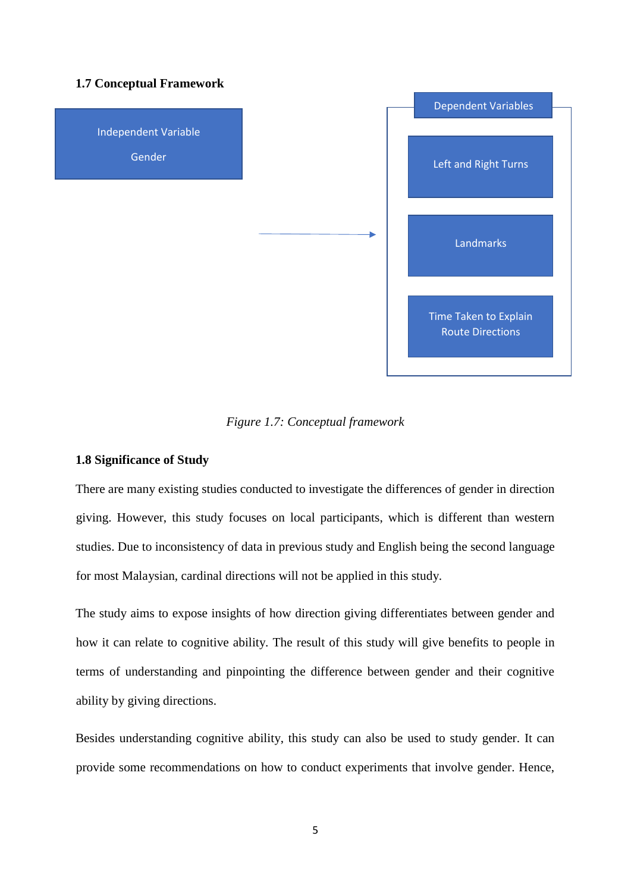### 1.7 Conceptual Framework

Independent Variable

Gender

Dependent Variables

Left and Right Turns

Landmarks

Time Taken to Explain Route Directions

*Figure 1.7: Conceptual framework*

### 1.8 Significance of Study

There are many existing studies conducted to investigate the differences of gender in direction giving. However, this study focuses on local participants, which is different than western studies. Due to inconsistency of data in previous study and English being the second language for most Malaysian, cardinal directions will not be applied in this study.

The study aims to expose insights of how direction giving differentiates between gender and how it can relate to cognitive ability. The result of this study will give benefits to people in terms of understanding and pinpointing the difference between gender and their cognitive ability by giving directions.

Besides understanding cognitive ability, this study can also be used to study gender. It can provide some recommendations on how to conduct experiments that involve gender. Hence,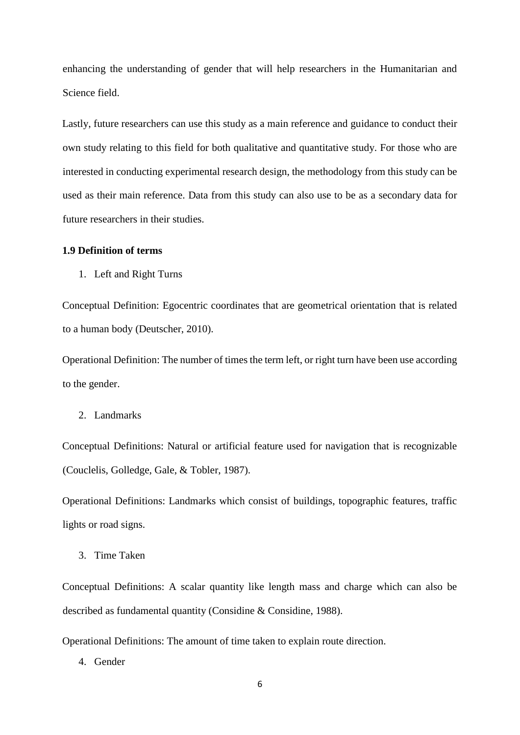enhancing the understanding of gender that will help researchers in the Humanitarian and Science field.

Lastly, future researchers can use this study as a main reference and guidance to conduct their own study relating to this field for both qualitative and quantitative study. For those who are interested in conducting experimental research design, the methodology from this study can be used as their main reference. Data from this study can also use to be as a secondary data for future researchers in their studies.

**1.9 Definition of terms**

1. Left and Right Turns

Conceptual Definition: Egocentric coordinates that are geometrical orientation that is related to a human body (Deutscher, 2010).

Operational Definition: The number of times the term left, or right turn have been use according to the gender.

2. Landmarks

Conceptual Definitions: Natural or artificial feature used for navigation that is recognizable (Couclelis, Golledge, Gale, & Tobler, 1987).

Operational Definitions: Landmarks which consist of buildings, topographic features, traffic lights or road signs.

3. Time Taken

Conceptual Definitions: A scalar quantity like length mass and charge which can also be described as fundamental quantity (Considine & Considine, 1988).

Operational Definitions: The amount of time taken to explain route direction.

4. Gender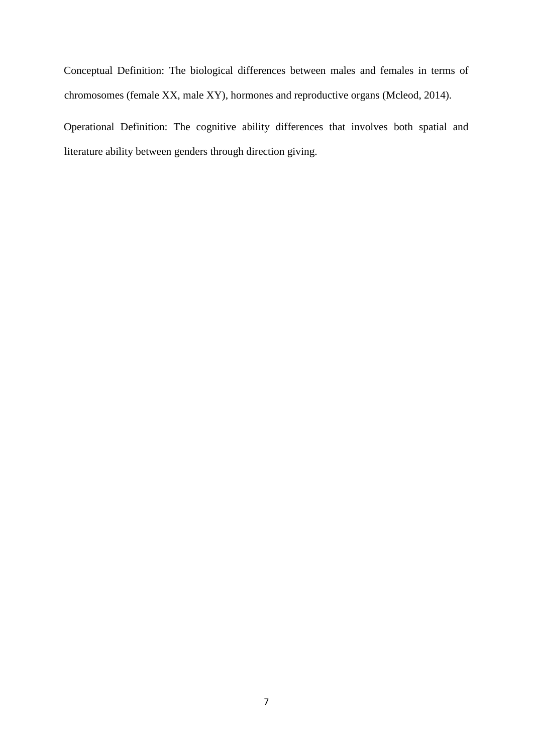Conceptual Definition: The biological differences between males and females in terms of chromosomes (female XX, male XY), hormones and reproductive organs (Mcleod, 2014).

Operational Definition: The cognitive ability differences that involves both spatial and literature ability between genders through direction giving.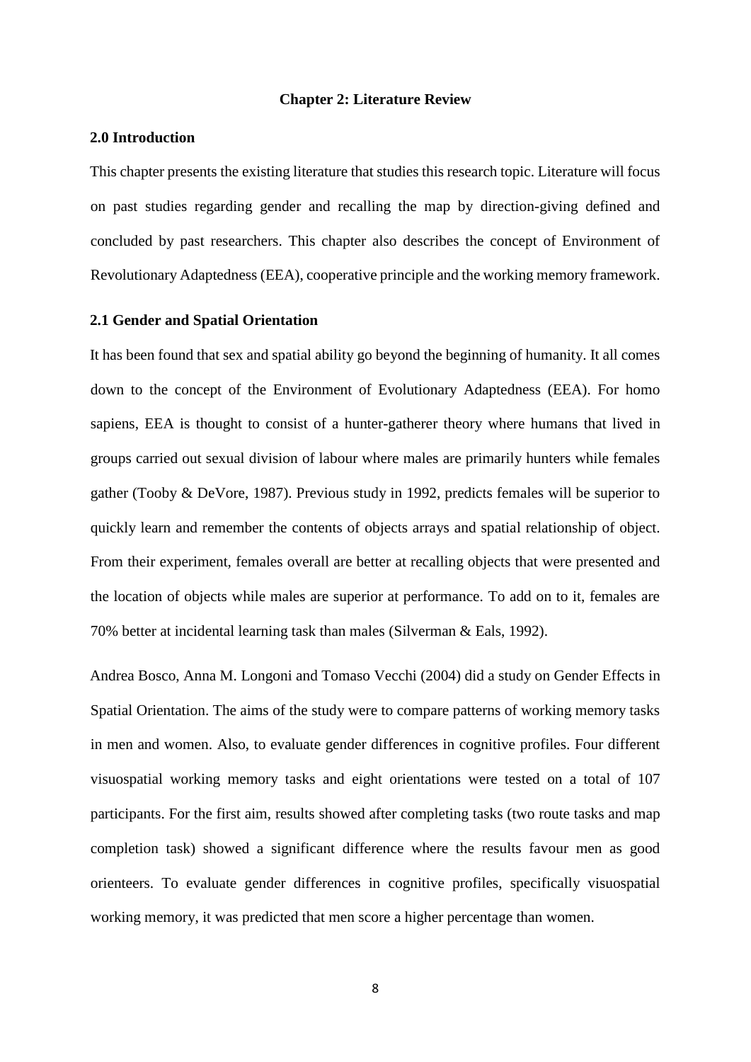## Chapter 2: Literature Review

### 2.0 Introduction

This chapter presents the existing literature that studies this research topic. Literature will focus on past studies regarding gender and recalling the map by direction-giving defined and concluded by past researchers. This chapter also describes the concept of Environment of Revolutionary Adaptedness (EEA), cooperative principle and the working memory framework.

### 2.1 Gender and Spatial Orientation

It has been found that sex and spatial ability go beyond the beginning of humanity. It all comes down to the concept of the Environment of Evolutionary Adaptedness (EEA). For homo sapiens, EEA is thought to consist of a hunter-gatherer theory where humans that lived in groups carried out sexual division of labour where males are primarily hunters while females gather (Tooby & DeVore, 1987). Previous study in 1992, predicts females will be superior to quickly learn and remember the contents of objects arrays and spatial relationship of object. From their experiment, females overall are better at recalling objects that were presented and the location of objects while males are superior at performance. To add on to it, females are 70% better at incidental learning task than males (Silverman & Eals, 1992).

Andrea Bosco, Anna M. Longoni and Tomaso Vecchi (2004) did a study on Gender Effects in Spatial Orientation. The aims of the study were to compare patterns of working memory tasks in men and women. Also, to evaluate gender differences in cognitive profiles. Four different visuospatial working memory tasks and eight orientations were tested on a total of 107 participants. For the first aim, results showed after completing tasks (two route tasks and map completion task) showed a significant difference where the results favour men as good orienteers. To evaluate gender differences in cognitive profiles, specifically visuospatial working memory, it was predicted that men score a higher percentage than women.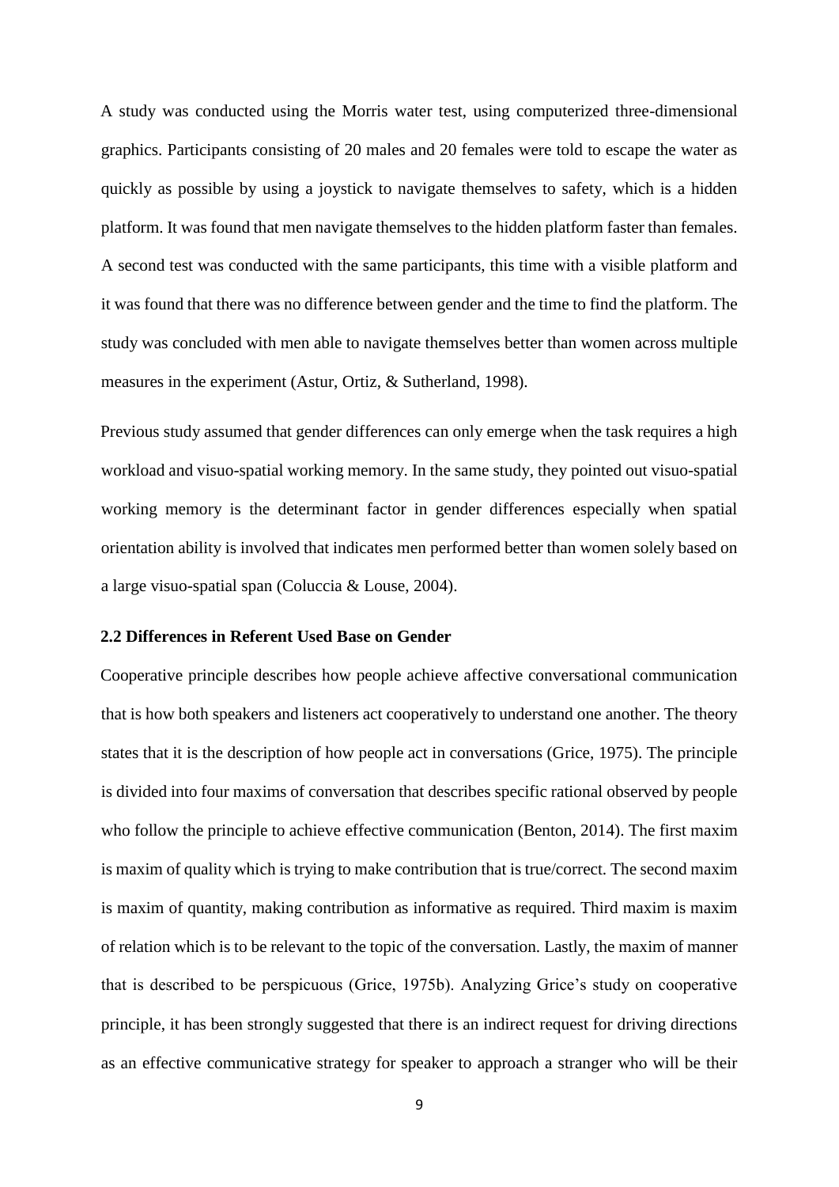A study was conducted using the Morris water test, using computerized three-dimensional graphics. Participants consisting of 20 males and 20 females were told to escape the water as quickly as possible by using a joystick to navigate themselves to safety, which is a hidden platform. It was found that men navigate themselves to the hidden platform faster than females. A second test was conducted with the same participants, this time with a visible platform and it was found that there was no difference between gender and the time to find the platform. The study was concluded with men able to navigate themselves better than women across multiple measures in the experiment (Astur, Ortiz, & Sutherland, 1998).

Previous study assumed that gender differences can only emerge when the task requires a high workload and visuo-spatial working memory. In the same study, they pointed out visuo-spatial working memory is the determinant factor in gender differences especially when spatial orientation ability is involved that indicates men performed better than women solely based on a large visuo-spatial span (Coluccia & Louse, 2004).

### 2.2 Differences in Referent Used Base on Gender

Cooperative principle describes how people achieve affective conversational communication that is how both speakers and listeners act cooperatively to understand one another. The theory states that it is the description of how people act in conversations (Grice, 1975). The principle is divided into four maxims of conversation that describes specific rational observed by people who follow the principle to achieve effective communication (Benton, 2014). The first maxim is maxim of quality which is trying to make contribution that is true/correct. The second maxim is maxim of quantity, making contribution as informative as required. Third maxim is maxim of relation which is to be relevant to the topic of the conversation. Lastly, the maxim of manner that is described to be perspicuous (Grice, 1975b). Analyzing Grice's study on cooperative principle, it has been strongly suggested that there is an indirect request for driving directions as an effective communicative strategy for speaker to approach a stranger who will be their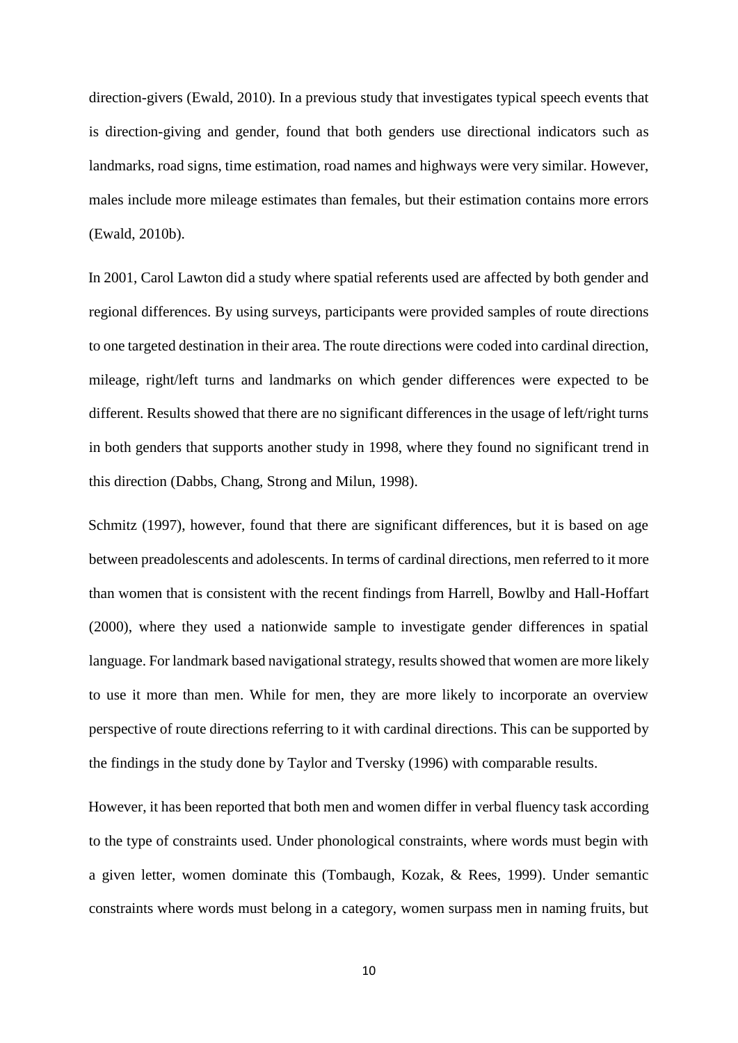direction-givers (Ewald, 2010). In a previous study that investigates typical speech events that is direction-giving and gender, found that both genders use directional indicators such as landmarks, road signs, time estimation, road names and highways were very similar. However, males include more mileage estimates than females, but their estimation contains more errors (Ewald, 2010b).

In 2001, Carol Lawton did a study where spatial referents used are affected by both gender and regional differences. By using surveys, participants were provided samples of route directions to one targeted destination in their area. The route directions were coded into cardinal direction, mileage, right/left turns and landmarks on which gender differences were expected to be different. Results showed that there are no significant differences in the usage of left/right turns in both genders that supports another study in 1998, where they found no significant trend in this direction (Dabbs, Chang, Strong and Milun, 1998).

Schmitz (1997), however, found that there are significant differences, but it is based on age between preadolescents and adolescents. In terms of cardinal directions, men referred to it more than women that is consistent with the recent findings from Harrell, Bowlby and Hall-Hoffart (2000), where they used a nationwide sample to investigate gender differences in spatial language. For landmark based navigational strategy, results showed that women are more likely to use it more than men. While for men, they are more likely to incorporate an overview perspective of route directions referring to it with cardinal directions. This can be supported by the findings in the study done by Taylor and Tversky (1996) with comparable results.

However, it has been reported that both men and women differ in verbal fluency task according to the type of constraints used. Under phonological constraints, where words must begin with a given letter, women dominate this (Tombaugh, Kozak, & Rees, 1999). Under semantic constraints where words must belong in a category, women surpass men in naming fruits, but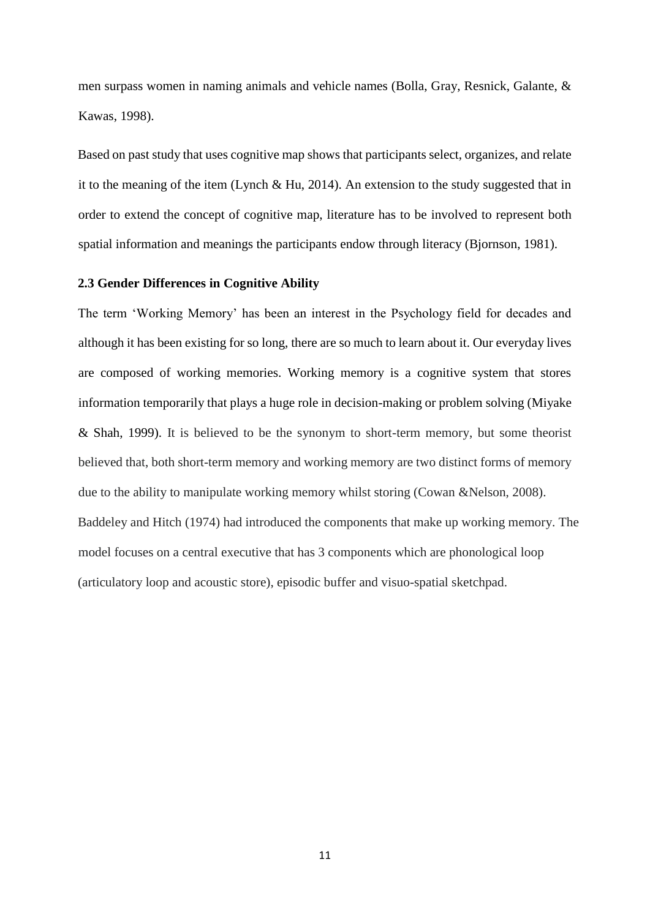men surpass women in naming animals and vehicle names (Bolla, Gray, Resnick, Galante, & Kawas, 1998).

Based on past study that uses cognitive map shows that participants select, organizes, and relate it to the meaning of the item (Lynch & Hu, 2014). An extension to the study suggested that in order to extend the concept of cognitive map, literature has to be involved to represent both spatial information and meanings the participants endow through literacy (Bjornson, 1981).

### 2.3 Gender Differences in Cognitive Ability

The term 'Working Memory' has been an interest in the Psychology field for decades and although it has been existing for so long, there are so much to learn about it. Our everyday lives are composed of working memories. Working memory is a cognitive system that stores information temporarily that plays a huge role in decision-making or problem solving (Miyake & Shah, 1999). It is believed to be the synonym to short-term memory, but some theorist believed that, both short-term memory and working memory are two distinct forms of memory due to the ability to manipulate working memory whilst storing (Cowan &Nelson, 2008). Baddeley and Hitch (1974) had introduced the components that make up working memory. The model focuses on a central executive that has 3 components which are phonological loop (articulatory loop and acoustic store), episodic buffer and visuo-spatial sketchpad.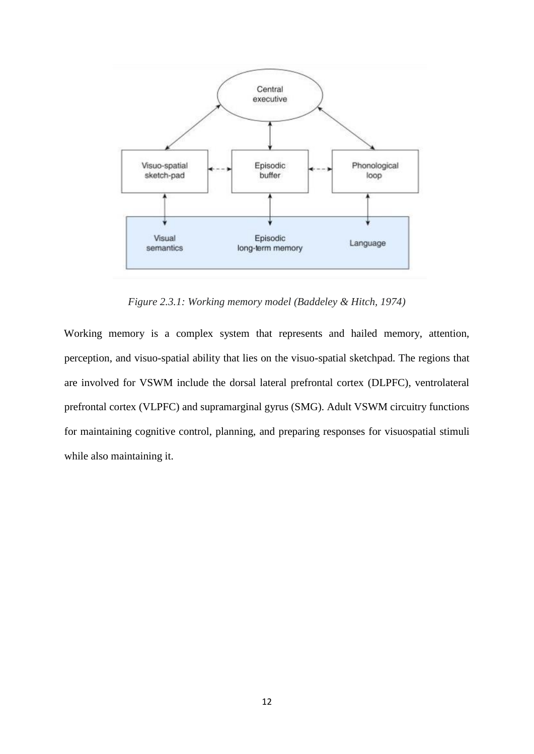Central executive

Visuo-spatial sketch-pad

Episodic buffer

Phonological loop

Visual semantics

Episodic long-term memory

Language

*Figure 2.3.1: Working memory model (Baddeley & Hitch, 1974)*

Working memory is a complex system that represents and hailed memory, attention, perception, and visuo-spatial ability that lies on the visuo-spatial sketchpad. The regions that are involved for VSWM include the dorsal lateral prefrontal cortex (DLPFC), ventrolateral prefrontal cortex (VLPFC) and supramarginal gyrus (SMG). Adult VSWM circuitry functions for maintaining cognitive control, planning, and preparing responses for visuospatial stimuli while also maintaining it.